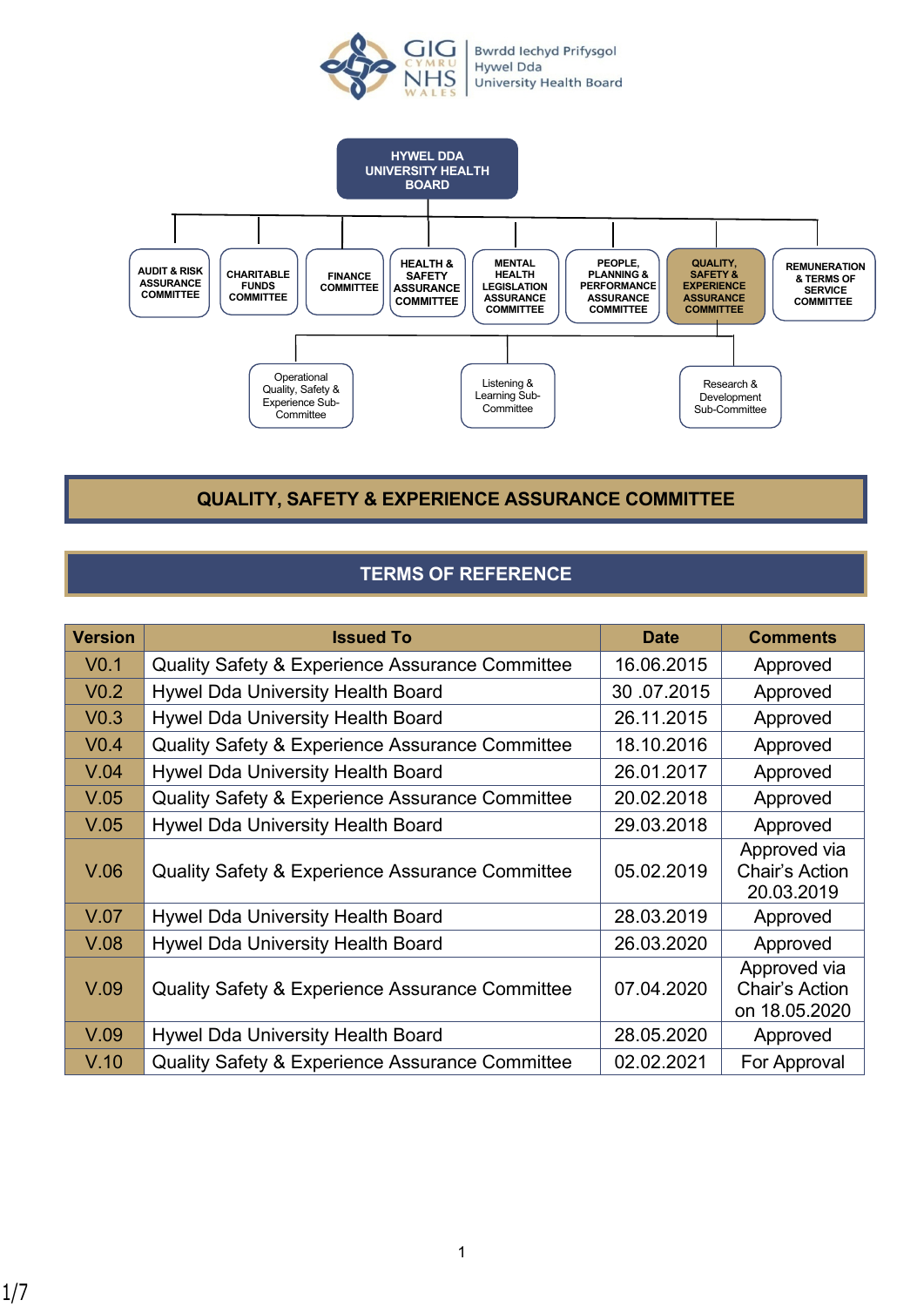GIG CYMRU NHS WALES | Bwrdd Iechyd Prifysgol Hywel Dda University Health Board

HYWEL DDA UNIVERSITY HEALTH BOARD

- AUDIT & RISK ASSURANCE COMMITTEE
- CHARITABLE FUNDS COMMITTEE
- FINANCE COMMITTEE
- HEALTH & SAFETY ASSURANCE COMMITTEE
- MENTAL HEALTH LEGISLATION ASSURANCE COMMITTEE
- PEOPLE, PLANNING & PERFORMANCE ASSURANCE COMMITTEE
- QUALITY, SAFETY & EXPERIENCE ASSURANCE COMMITTEE
  - Operational Quality, Safety & Experience Sub-Committee
  - Listening & Learning Sub-Committee
  - Research & Development Sub-Committee
- REMUNERATION & TERMS OF SERVICE COMMITTEE

# QUALITY, SAFETY & EXPERIENCE ASSURANCE COMMITTEE

## TERMS OF REFERENCE

| Version | Issued To | Date | Comments |
|---|---|---|---|
| V0.1 | Quality Safety & Experience Assurance Committee | 16.06.2015 | Approved |
| V0.2 | Hywel Dda University Health Board | 30 .07.2015 | Approved |
| V0.3 | Hywel Dda University Health Board | 26.11.2015 | Approved |
| V0.4 | Quality Safety & Experience Assurance Committee | 18.10.2016 | Approved |
| V.04 | Hywel Dda University Health Board | 26.01.2017 | Approved |
| V.05 | Quality Safety & Experience Assurance Committee | 20.02.2018 | Approved |
| V.05 | Hywel Dda University Health Board | 29.03.2018 | Approved |
| V.06 | Quality Safety & Experience Assurance Committee | 05.02.2019 | Approved via Chair's Action 20.03.2019 |
| V.07 | Hywel Dda University Health Board | 28.03.2019 | Approved |
| V.08 | Hywel Dda University Health Board | 26.03.2020 | Approved |
| V.09 | Quality Safety & Experience Assurance Committee | 07.04.2020 | Approved via Chair's Action on 18.05.2020 |
| V.09 | Hywel Dda University Health Board | 28.05.2020 | Approved |
| V.10 | Quality Safety & Experience Assurance Committee | 02.02.2021 | For Approval |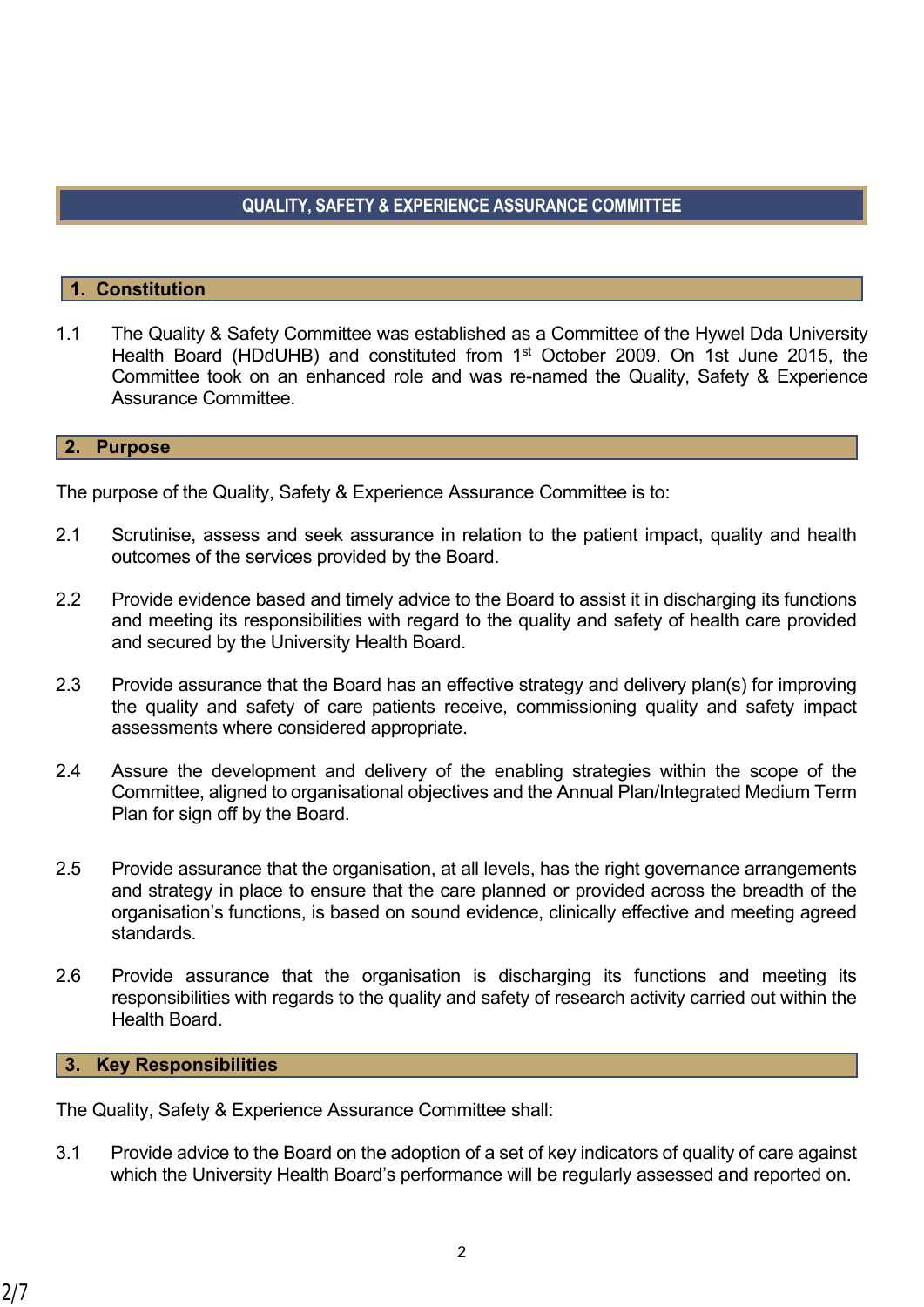# QUALITY, SAFETY & EXPERIENCE ASSURANCE COMMITTEE

## 1. Constitution

1.1 The Quality & Safety Committee was established as a Committee of the Hywel Dda University Health Board (HDdUHB) and constituted from 1st October 2009. On 1st June 2015, the Committee took on an enhanced role and was re-named the Quality, Safety & Experience Assurance Committee.

## 2. Purpose

The purpose of the Quality, Safety & Experience Assurance Committee is to:

2.1 Scrutinise, assess and seek assurance in relation to the patient impact, quality and health outcomes of the services provided by the Board.

2.2 Provide evidence based and timely advice to the Board to assist it in discharging its functions and meeting its responsibilities with regard to the quality and safety of health care provided and secured by the University Health Board.

2.3 Provide assurance that the Board has an effective strategy and delivery plan(s) for improving the quality and safety of care patients receive, commissioning quality and safety impact assessments where considered appropriate.

2.4 Assure the development and delivery of the enabling strategies within the scope of the Committee, aligned to organisational objectives and the Annual Plan/Integrated Medium Term Plan for sign off by the Board.

2.5 Provide assurance that the organisation, at all levels, has the right governance arrangements and strategy in place to ensure that the care planned or provided across the breadth of the organisation's functions, is based on sound evidence, clinically effective and meeting agreed standards.

2.6 Provide assurance that the organisation is discharging its functions and meeting its responsibilities with regards to the quality and safety of research activity carried out within the Health Board.

## 3. Key Responsibilities

The Quality, Safety & Experience Assurance Committee shall:

3.1 Provide advice to the Board on the adoption of a set of key indicators of quality of care against which the University Health Board's performance will be regularly assessed and reported on.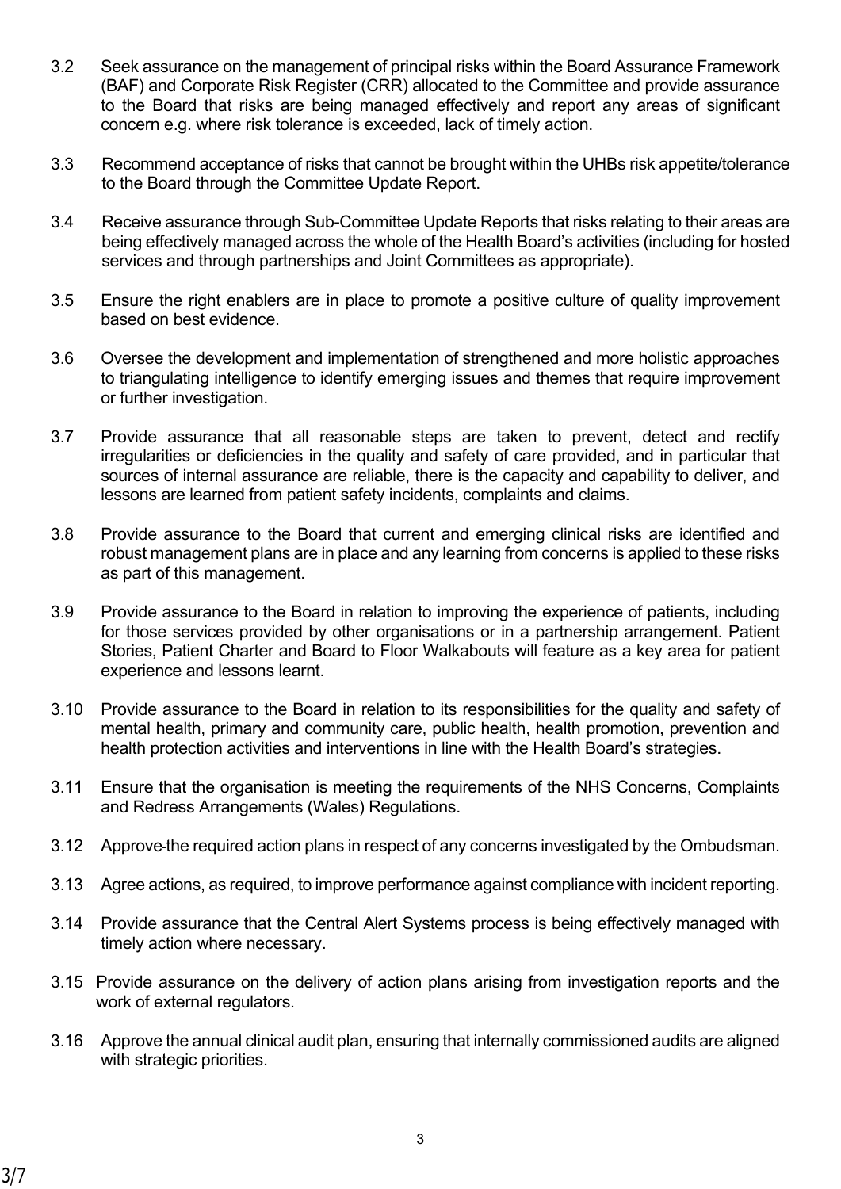3.2 Seek assurance on the management of principal risks within the Board Assurance Framework (BAF) and Corporate Risk Register (CRR) allocated to the Committee and provide assurance to the Board that risks are being managed effectively and report any areas of significant concern e.g. where risk tolerance is exceeded, lack of timely action.

3.3 Recommend acceptance of risks that cannot be brought within the UHBs risk appetite/tolerance to the Board through the Committee Update Report.

3.4 Receive assurance through Sub-Committee Update Reports that risks relating to their areas are being effectively managed across the whole of the Health Board's activities (including for hosted services and through partnerships and Joint Committees as appropriate).

3.5 Ensure the right enablers are in place to promote a positive culture of quality improvement based on best evidence.

3.6 Oversee the development and implementation of strengthened and more holistic approaches to triangulating intelligence to identify emerging issues and themes that require improvement or further investigation.

3.7 Provide assurance that all reasonable steps are taken to prevent, detect and rectify irregularities or deficiencies in the quality and safety of care provided, and in particular that sources of internal assurance are reliable, there is the capacity and capability to deliver, and lessons are learned from patient safety incidents, complaints and claims.

3.8 Provide assurance to the Board that current and emerging clinical risks are identified and robust management plans are in place and any learning from concerns is applied to these risks as part of this management.

3.9 Provide assurance to the Board in relation to improving the experience of patients, including for those services provided by other organisations or in a partnership arrangement. Patient Stories, Patient Charter and Board to Floor Walkabouts will feature as a key area for patient experience and lessons learnt.

3.10 Provide assurance to the Board in relation to its responsibilities for the quality and safety of mental health, primary and community care, public health, health promotion, prevention and health protection activities and interventions in line with the Health Board's strategies.

3.11 Ensure that the organisation is meeting the requirements of the NHS Concerns, Complaints and Redress Arrangements (Wales) Regulations.

3.12 Approve the required action plans in respect of any concerns investigated by the Ombudsman.

3.13 Agree actions, as required, to improve performance against compliance with incident reporting.

3.14 Provide assurance that the Central Alert Systems process is being effectively managed with timely action where necessary.

3.15 Provide assurance on the delivery of action plans arising from investigation reports and the work of external regulators.

3.16 Approve the annual clinical audit plan, ensuring that internally commissioned audits are aligned with strategic priorities.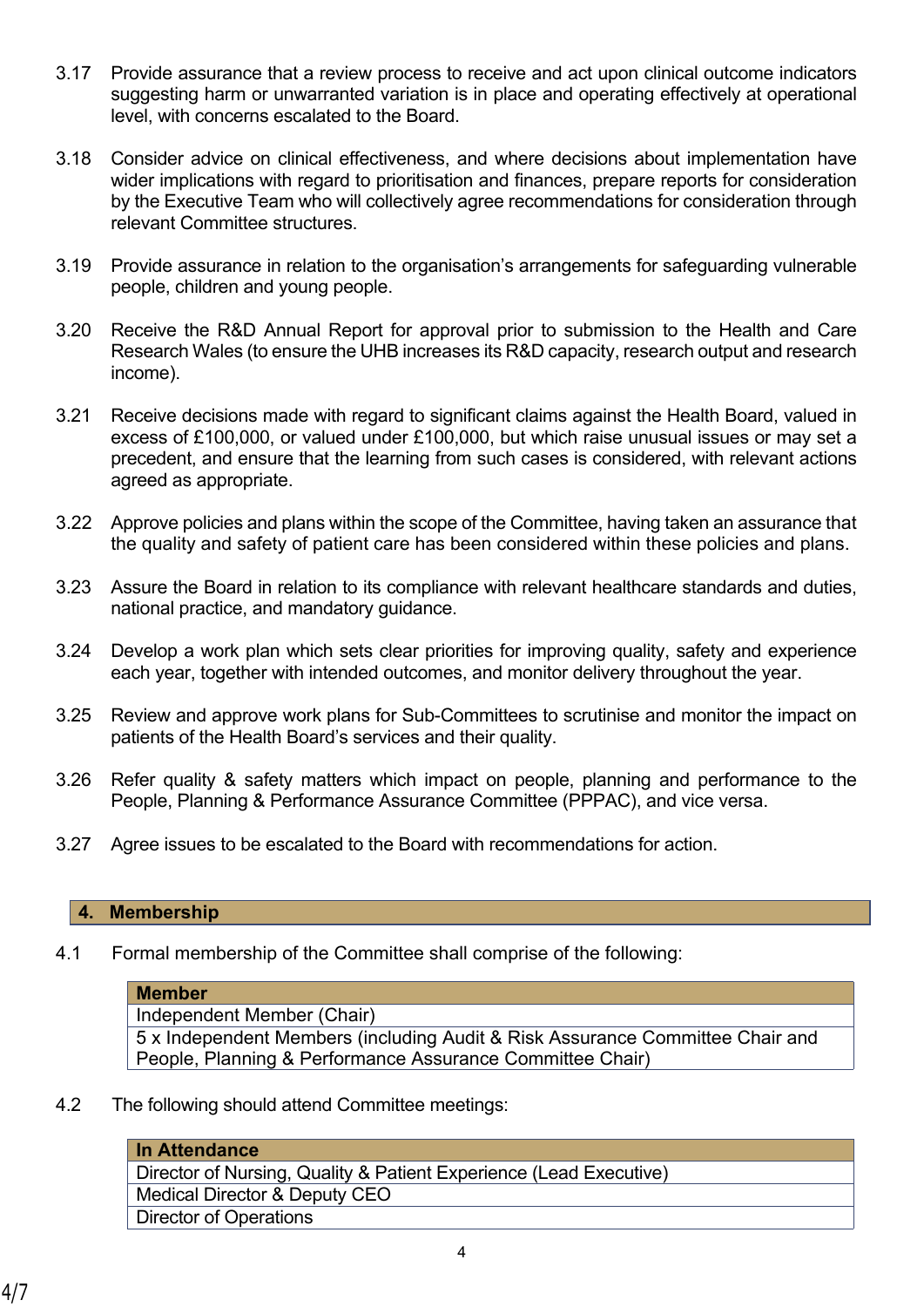3.17 Provide assurance that a review process to receive and act upon clinical outcome indicators suggesting harm or unwarranted variation is in place and operating effectively at operational level, with concerns escalated to the Board.

3.18 Consider advice on clinical effectiveness, and where decisions about implementation have wider implications with regard to prioritisation and finances, prepare reports for consideration by the Executive Team who will collectively agree recommendations for consideration through relevant Committee structures.

3.19 Provide assurance in relation to the organisation's arrangements for safeguarding vulnerable people, children and young people.

3.20 Receive the R&D Annual Report for approval prior to submission to the Health and Care Research Wales (to ensure the UHB increases its R&D capacity, research output and research income).

3.21 Receive decisions made with regard to significant claims against the Health Board, valued in excess of £100,000, or valued under £100,000, but which raise unusual issues or may set a precedent, and ensure that the learning from such cases is considered, with relevant actions agreed as appropriate.

3.22 Approve policies and plans within the scope of the Committee, having taken an assurance that the quality and safety of patient care has been considered within these policies and plans.

3.23 Assure the Board in relation to its compliance with relevant healthcare standards and duties, national practice, and mandatory guidance.

3.24 Develop a work plan which sets clear priorities for improving quality, safety and experience each year, together with intended outcomes, and monitor delivery throughout the year.

3.25 Review and approve work plans for Sub-Committees to scrutinise and monitor the impact on patients of the Health Board's services and their quality.

3.26 Refer quality & safety matters which impact on people, planning and performance to the People, Planning & Performance Assurance Committee (PPPAC), and vice versa.

3.27 Agree issues to be escalated to the Board with recommendations for action.

## 4. Membership

4.1 Formal membership of the Committee shall comprise of the following:

| Member |
| --- |
| Independent Member (Chair) |
| 5 x Independent Members (including Audit & Risk Assurance Committee Chair and People, Planning & Performance Assurance Committee Chair) |

4.2 The following should attend Committee meetings:

| In Attendance |
| --- |
| Director of Nursing, Quality & Patient Experience (Lead Executive) |
| Medical Director & Deputy CEO |
| Director of Operations |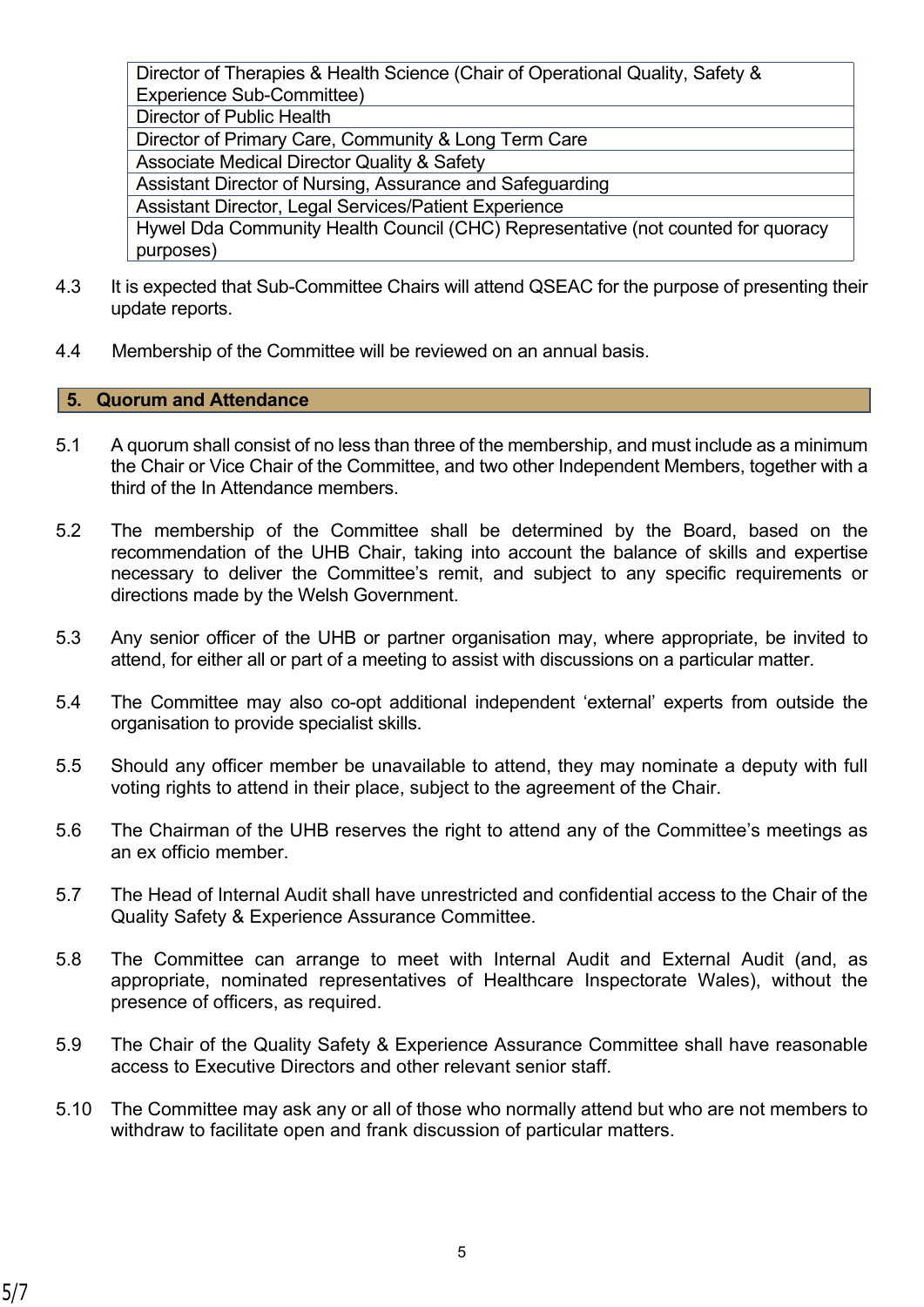| Director of Therapies & Health Science (Chair of Operational Quality, Safety & Experience Sub-Committee) |
|---|
| Director of Public Health |
| Director of Primary Care, Community & Long Term Care |
| Associate Medical Director Quality & Safety |
| Assistant Director of Nursing, Assurance and Safeguarding |
| Assistant Director, Legal Services/Patient Experience |
| Hywel Dda Community Health Council (CHC) Representative (not counted for quoracy purposes) |

4.3 It is expected that Sub-Committee Chairs will attend QSEAC for the purpose of presenting their update reports.

4.4 Membership of the Committee will be reviewed on an annual basis.

## 5. Quorum and Attendance

5.1 A quorum shall consist of no less than three of the membership, and must include as a minimum the Chair or Vice Chair of the Committee, and two other Independent Members, together with a third of the In Attendance members.

5.2 The membership of the Committee shall be determined by the Board, based on the recommendation of the UHB Chair, taking into account the balance of skills and expertise necessary to deliver the Committee's remit, and subject to any specific requirements or directions made by the Welsh Government.

5.3 Any senior officer of the UHB or partner organisation may, where appropriate, be invited to attend, for either all or part of a meeting to assist with discussions on a particular matter.

5.4 The Committee may also co-opt additional independent 'external' experts from outside the organisation to provide specialist skills.

5.5 Should any officer member be unavailable to attend, they may nominate a deputy with full voting rights to attend in their place, subject to the agreement of the Chair.

5.6 The Chairman of the UHB reserves the right to attend any of the Committee's meetings as an ex officio member.

5.7 The Head of Internal Audit shall have unrestricted and confidential access to the Chair of the Quality Safety & Experience Assurance Committee.

5.8 The Committee can arrange to meet with Internal Audit and External Audit (and, as appropriate, nominated representatives of Healthcare Inspectorate Wales), without the presence of officers, as required.

5.9 The Chair of the Quality Safety & Experience Assurance Committee shall have reasonable access to Executive Directors and other relevant senior staff.

5.10 The Committee may ask any or all of those who normally attend but who are not members to withdraw to facilitate open and frank discussion of particular matters.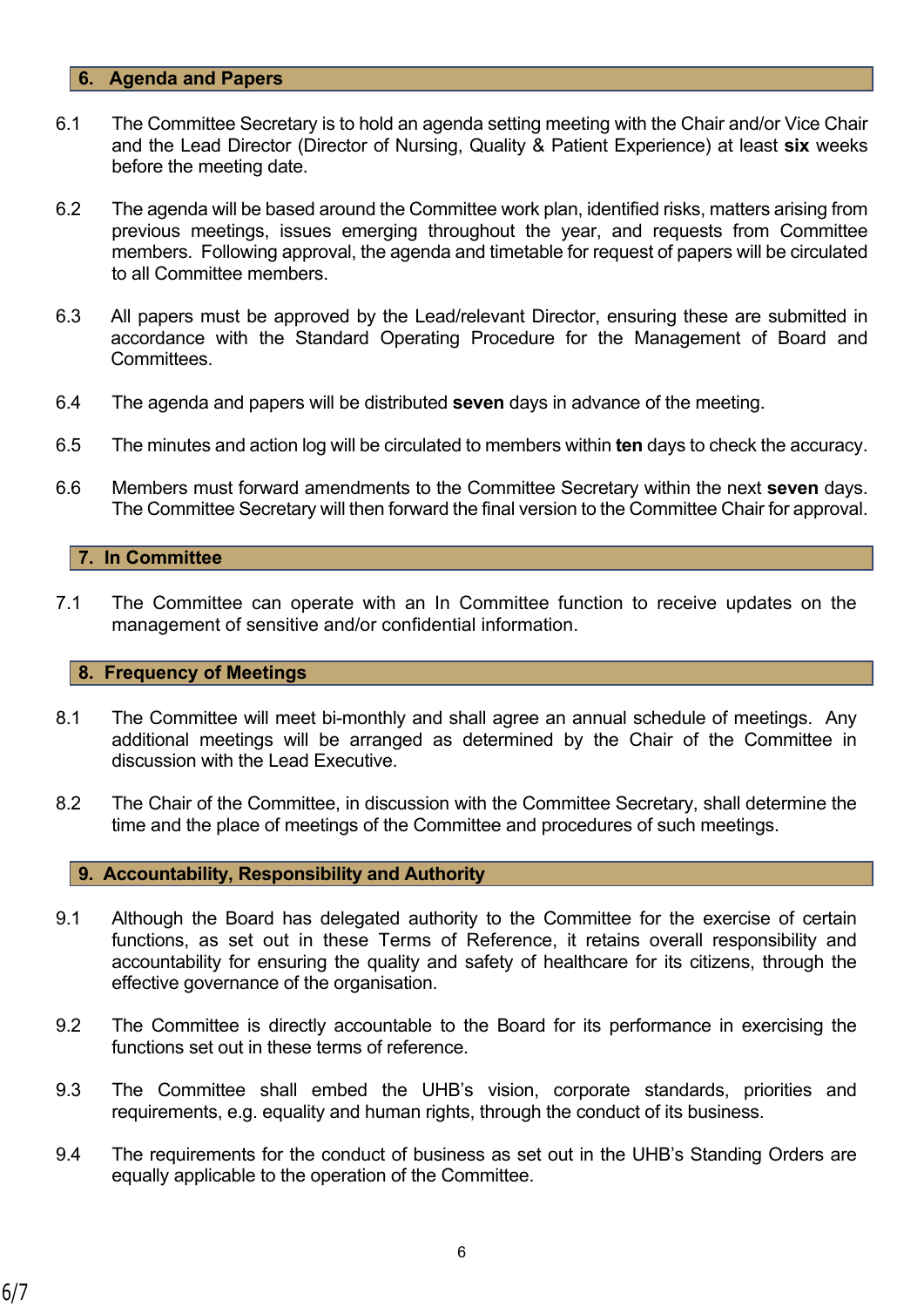## 6. Agenda and Papers

6.1 The Committee Secretary is to hold an agenda setting meeting with the Chair and/or Vice Chair and the Lead Director (Director of Nursing, Quality & Patient Experience) at least **six** weeks before the meeting date.

6.2 The agenda will be based around the Committee work plan, identified risks, matters arising from previous meetings, issues emerging throughout the year, and requests from Committee members. Following approval, the agenda and timetable for request of papers will be circulated to all Committee members.

6.3 All papers must be approved by the Lead/relevant Director, ensuring these are submitted in accordance with the Standard Operating Procedure for the Management of Board and Committees.

6.4 The agenda and papers will be distributed **seven** days in advance of the meeting.

6.5 The minutes and action log will be circulated to members within **ten** days to check the accuracy.

6.6 Members must forward amendments to the Committee Secretary within the next **seven** days. The Committee Secretary will then forward the final version to the Committee Chair for approval.

## 7. In Committee

7.1 The Committee can operate with an In Committee function to receive updates on the management of sensitive and/or confidential information.

## 8. Frequency of Meetings

8.1 The Committee will meet bi-monthly and shall agree an annual schedule of meetings. Any additional meetings will be arranged as determined by the Chair of the Committee in discussion with the Lead Executive.

8.2 The Chair of the Committee, in discussion with the Committee Secretary, shall determine the time and the place of meetings of the Committee and procedures of such meetings.

## 9. Accountability, Responsibility and Authority

9.1 Although the Board has delegated authority to the Committee for the exercise of certain functions, as set out in these Terms of Reference, it retains overall responsibility and accountability for ensuring the quality and safety of healthcare for its citizens, through the effective governance of the organisation.

9.2 The Committee is directly accountable to the Board for its performance in exercising the functions set out in these terms of reference.

9.3 The Committee shall embed the UHB's vision, corporate standards, priorities and requirements, e.g. equality and human rights, through the conduct of its business.

9.4 The requirements for the conduct of business as set out in the UHB's Standing Orders are equally applicable to the operation of the Committee.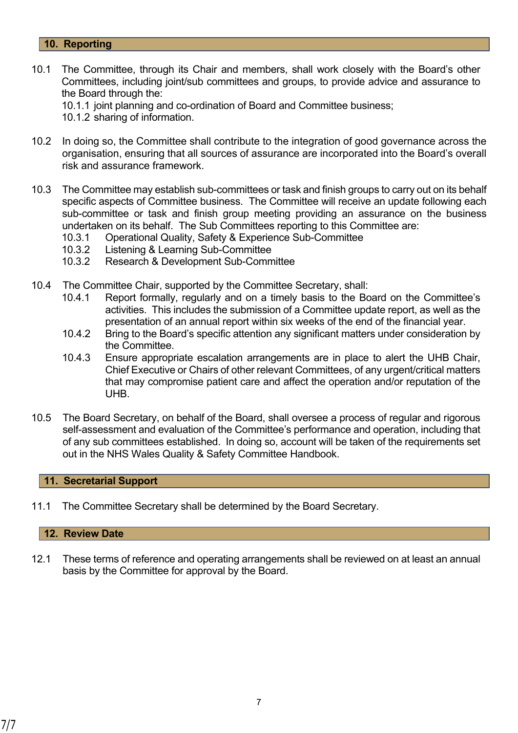## 10. Reporting

10.1 The Committee, through its Chair and members, shall work closely with the Board's other Committees, including joint/sub committees and groups, to provide advice and assurance to the Board through the:

10.1.1 joint planning and co-ordination of Board and Committee business;

10.1.2 sharing of information.

10.2 In doing so, the Committee shall contribute to the integration of good governance across the organisation, ensuring that all sources of assurance are incorporated into the Board's overall risk and assurance framework.

10.3 The Committee may establish sub-committees or task and finish groups to carry out on its behalf specific aspects of Committee business. The Committee will receive an update following each sub-committee or task and finish group meeting providing an assurance on the business undertaken on its behalf. The Sub Committees reporting to this Committee are:

10.3.1 Operational Quality, Safety & Experience Sub-Committee

10.3.2 Listening & Learning Sub-Committee

10.3.2 Research & Development Sub-Committee

10.4 The Committee Chair, supported by the Committee Secretary, shall:

10.4.1 Report formally, regularly and on a timely basis to the Board on the Committee's activities. This includes the submission of a Committee update report, as well as the presentation of an annual report within six weeks of the end of the financial year.

10.4.2 Bring to the Board's specific attention any significant matters under consideration by the Committee.

10.4.3 Ensure appropriate escalation arrangements are in place to alert the UHB Chair, Chief Executive or Chairs of other relevant Committees, of any urgent/critical matters that may compromise patient care and affect the operation and/or reputation of the UHB.

10.5 The Board Secretary, on behalf of the Board, shall oversee a process of regular and rigorous self-assessment and evaluation of the Committee's performance and operation, including that of any sub committees established. In doing so, account will be taken of the requirements set out in the NHS Wales Quality & Safety Committee Handbook.

## 11. Secretarial Support

11.1 The Committee Secretary shall be determined by the Board Secretary.

## 12. Review Date

12.1 These terms of reference and operating arrangements shall be reviewed on at least an annual basis by the Committee for approval by the Board.